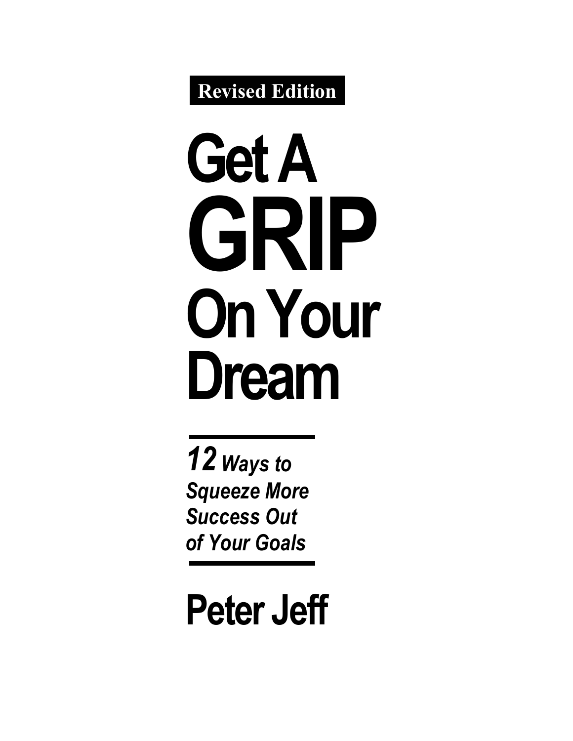**Revised Edition**

# Get A GRIP On Your Dream

---

***12 Ways to Squeeze More Success Out of Your Goals***

---

## Peter Jeff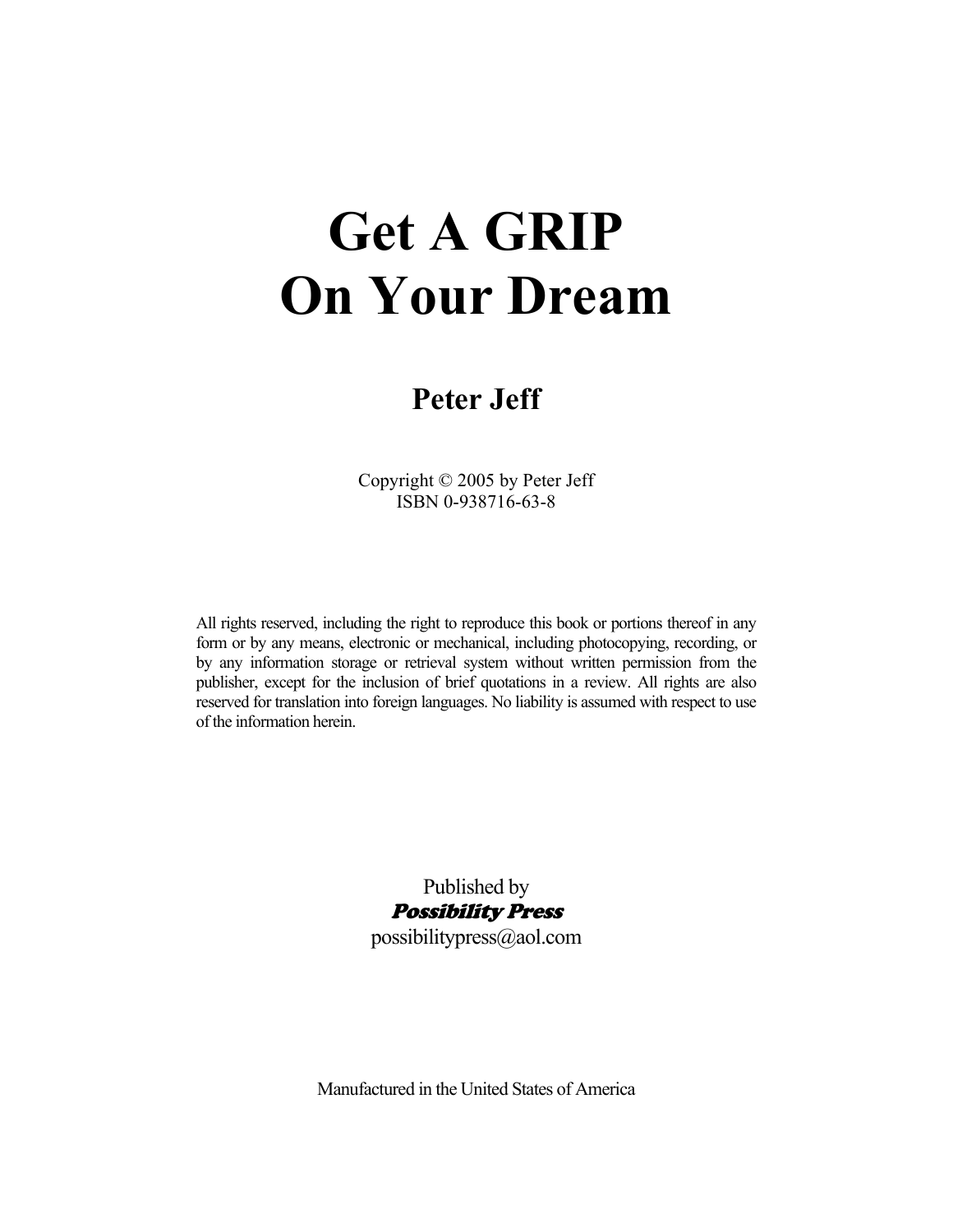# Get A GRIP On Your Dream

## Peter Jeff

Copyright © 2005 by Peter Jeff
ISBN 0-938716-63-8

All rights reserved, including the right to reproduce this book or portions thereof in any form or by any means, electronic or mechanical, including photocopying, recording, or by any information storage or retrieval system without written permission from the publisher, except for the inclusion of brief quotations in a review. All rights are also reserved for translation into foreign languages. No liability is assumed with respect to use of the information herein.

Published by
***Possibility Press***
possibilitypress@aol.com

Manufactured in the United States of America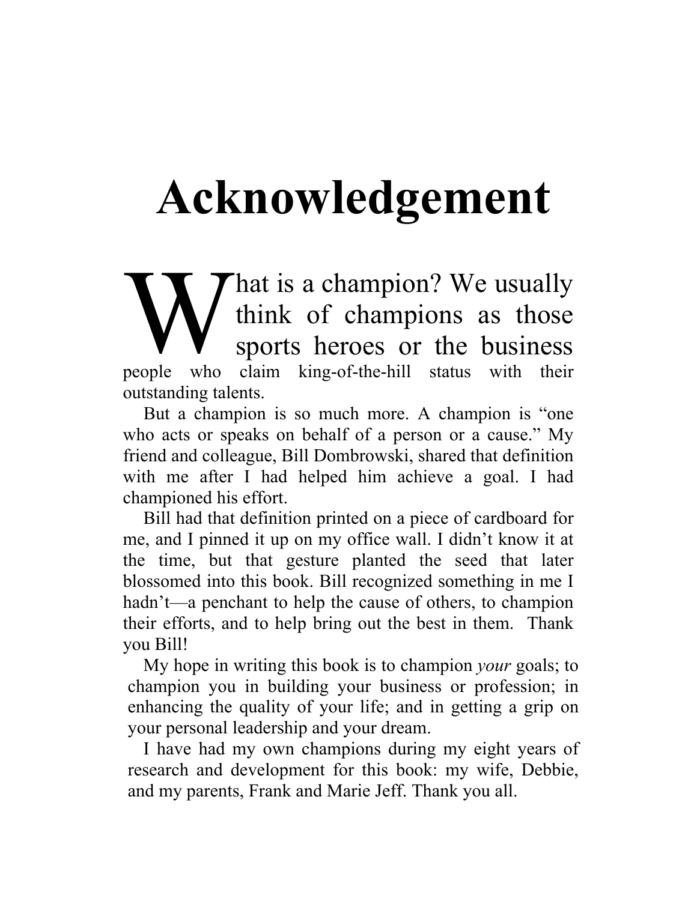# Acknowledgement

What is a champion? We usually think of champions as those sports heroes or the business people who claim king-of-the-hill status with their outstanding talents.

But a champion is so much more. A champion is "one who acts or speaks on behalf of a person or a cause." My friend and colleague, Bill Dombrowski, shared that definition with me after I had helped him achieve a goal. I had championed his effort.

Bill had that definition printed on a piece of cardboard for me, and I pinned it up on my office wall. I didn't know it at the time, but that gesture planted the seed that later blossomed into this book. Bill recognized something in me I hadn't—a penchant to help the cause of others, to champion their efforts, and to help bring out the best in them. Thank you Bill!

My hope in writing this book is to champion *your* goals; to champion you in building your business or profession; in enhancing the quality of your life; and in getting a grip on your personal leadership and your dream.

I have had my own champions during my eight years of research and development for this book: my wife, Debbie, and my parents, Frank and Marie Jeff. Thank you all.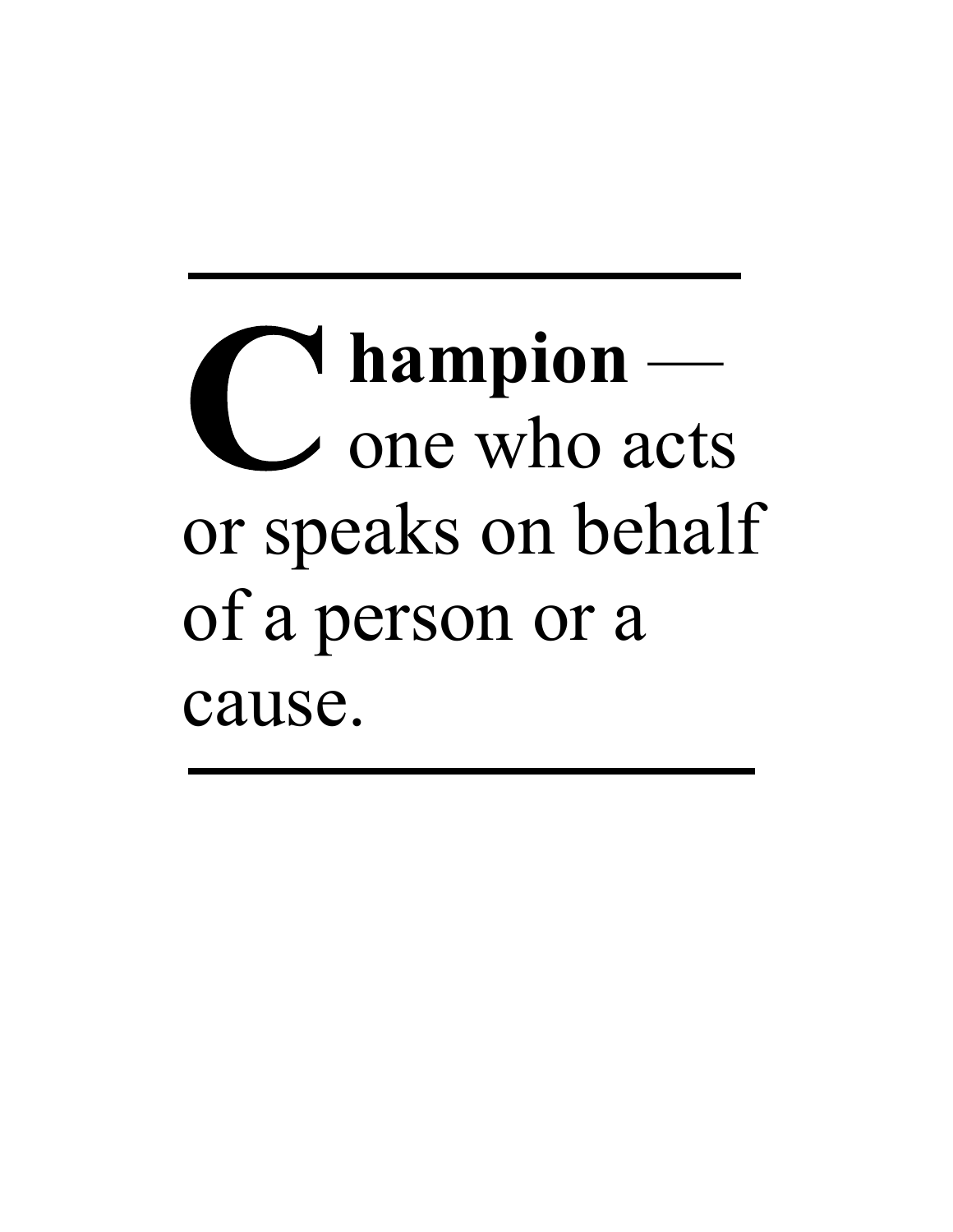---

**Champion** — one who acts or speaks on behalf of a person or a cause.

---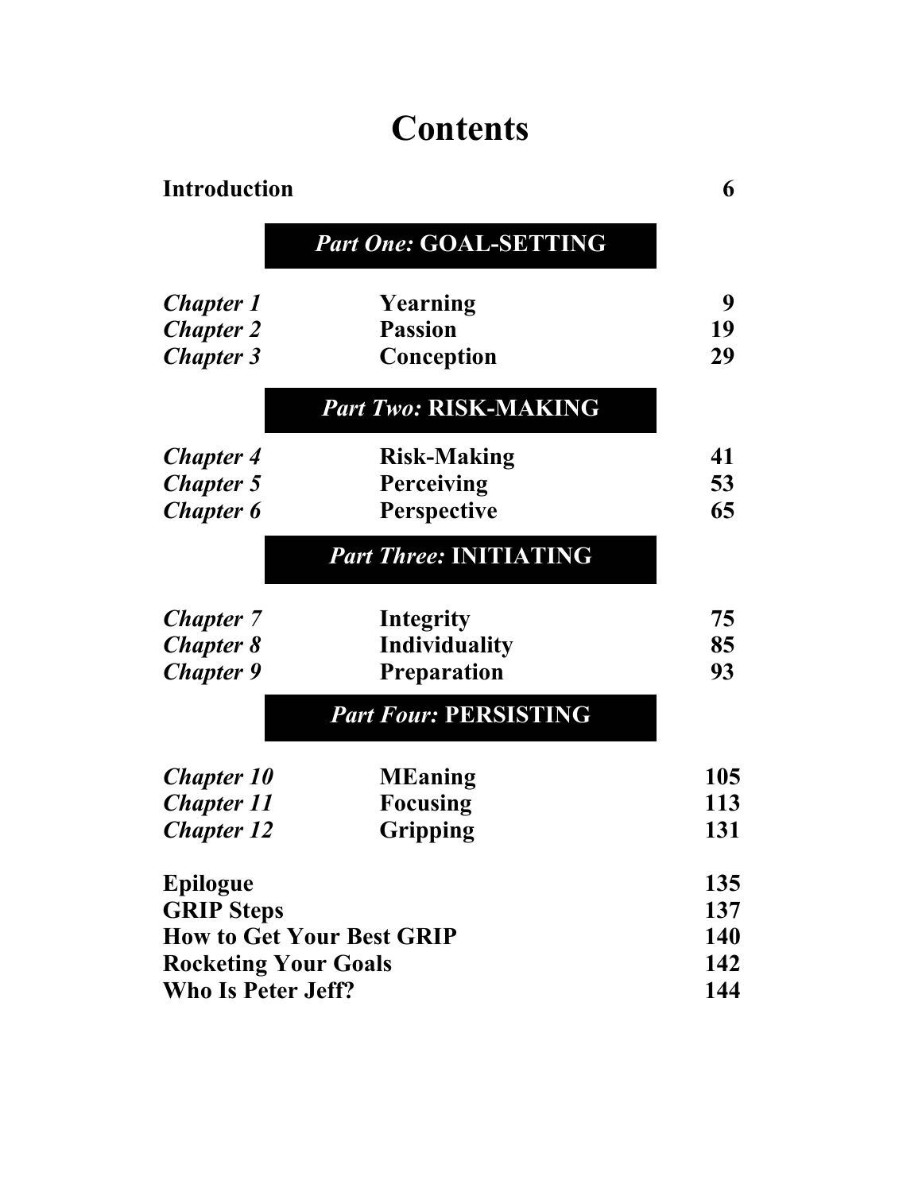# Contents

| | | |
|---|---|---|
| **Introduction** | | **6** |
| | ***Part One:* GOAL-SETTING** | |
| ***Chapter 1*** | **Yearning** | **9** |
| ***Chapter 2*** | **Passion** | **19** |
| ***Chapter 3*** | **Conception** | **29** |
| | ***Part Two:* RISK-MAKING** | |
| ***Chapter 4*** | **Risk-Making** | **41** |
| ***Chapter 5*** | **Perceiving** | **53** |
| ***Chapter 6*** | **Perspective** | **65** |
| | ***Part Three:* INITIATING** | |
| ***Chapter 7*** | **Integrity** | **75** |
| ***Chapter 8*** | **Individuality** | **85** |
| ***Chapter 9*** | **Preparation** | **93** |
| | ***Part Four:* PERSISTING** | |
| ***Chapter 10*** | **MEaning** | **105** |
| ***Chapter 11*** | **Focusing** | **113** |
| ***Chapter 12*** | **Gripping** | **131** |
| **Epilogue** | | **135** |
| **GRIP Steps** | | **137** |
| **How to Get Your Best GRIP** | | **140** |
| **Rocketing Your Goals** | | **142** |
| **Who Is Peter Jeff?** | | **144** |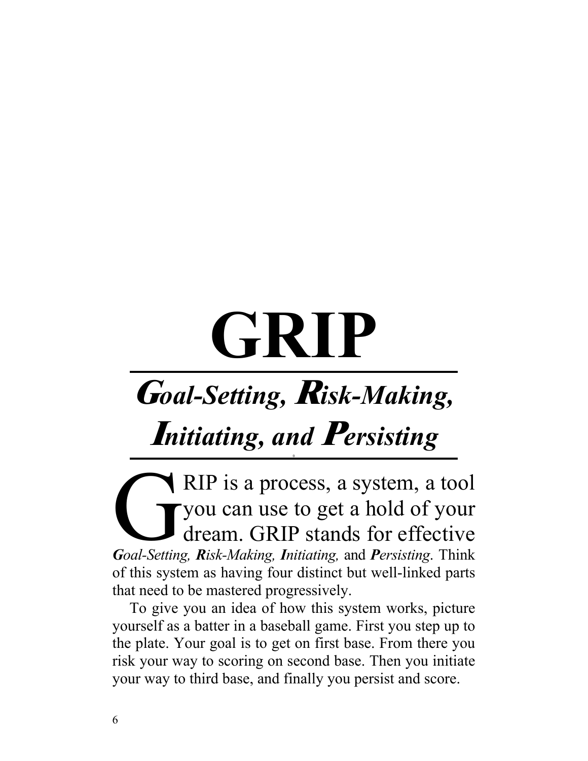# GRIP

## *Goal-Setting, Risk-Making, Initiating, and Persisting*

GRIP is a process, a system, a tool you can use to get a hold of your dream. GRIP stands for effective ***G**oal-Setting, **R**isk-Making, **I**nitiating,* and ***P**ersisting*. Think of this system as having four distinct but well-linked parts that need to be mastered progressively.

To give you an idea of how this system works, picture yourself as a batter in a baseball game. First you step up to the plate. Your goal is to get on first base. From there you risk your way to scoring on second base. Then you initiate your way to third base, and finally you persist and score.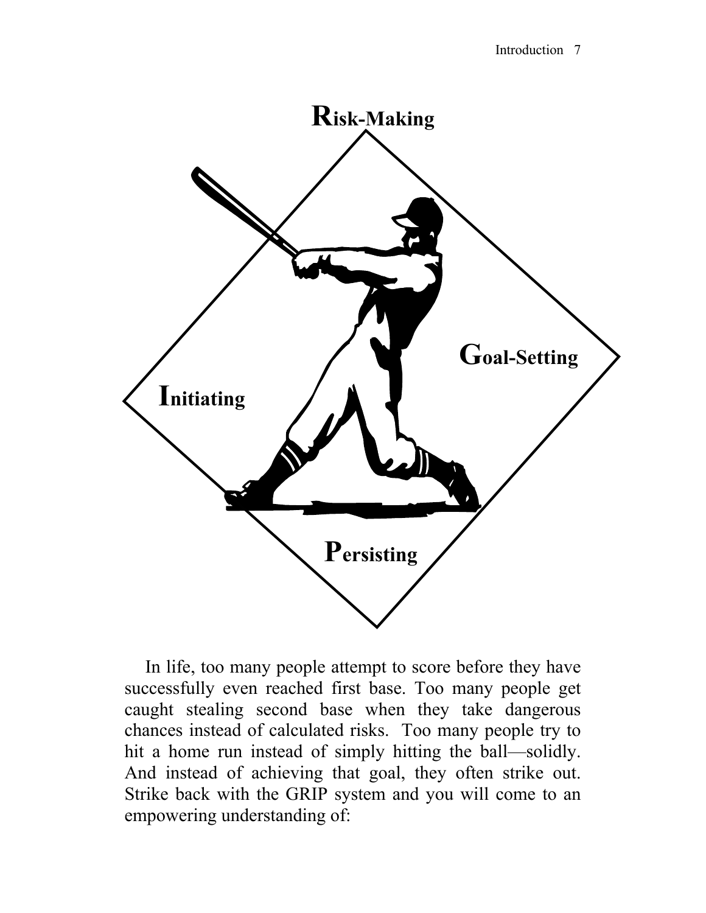Risk-Making

Initiating

Goal-Setting

Persisting

In life, too many people attempt to score before they have successfully even reached first base. Too many people get caught stealing second base when they take dangerous chances instead of calculated risks. Too many people try to hit a home run instead of simply hitting the ball—solidly. And instead of achieving that goal, they often strike out. Strike back with the GRIP system and you will come to an empowering understanding of: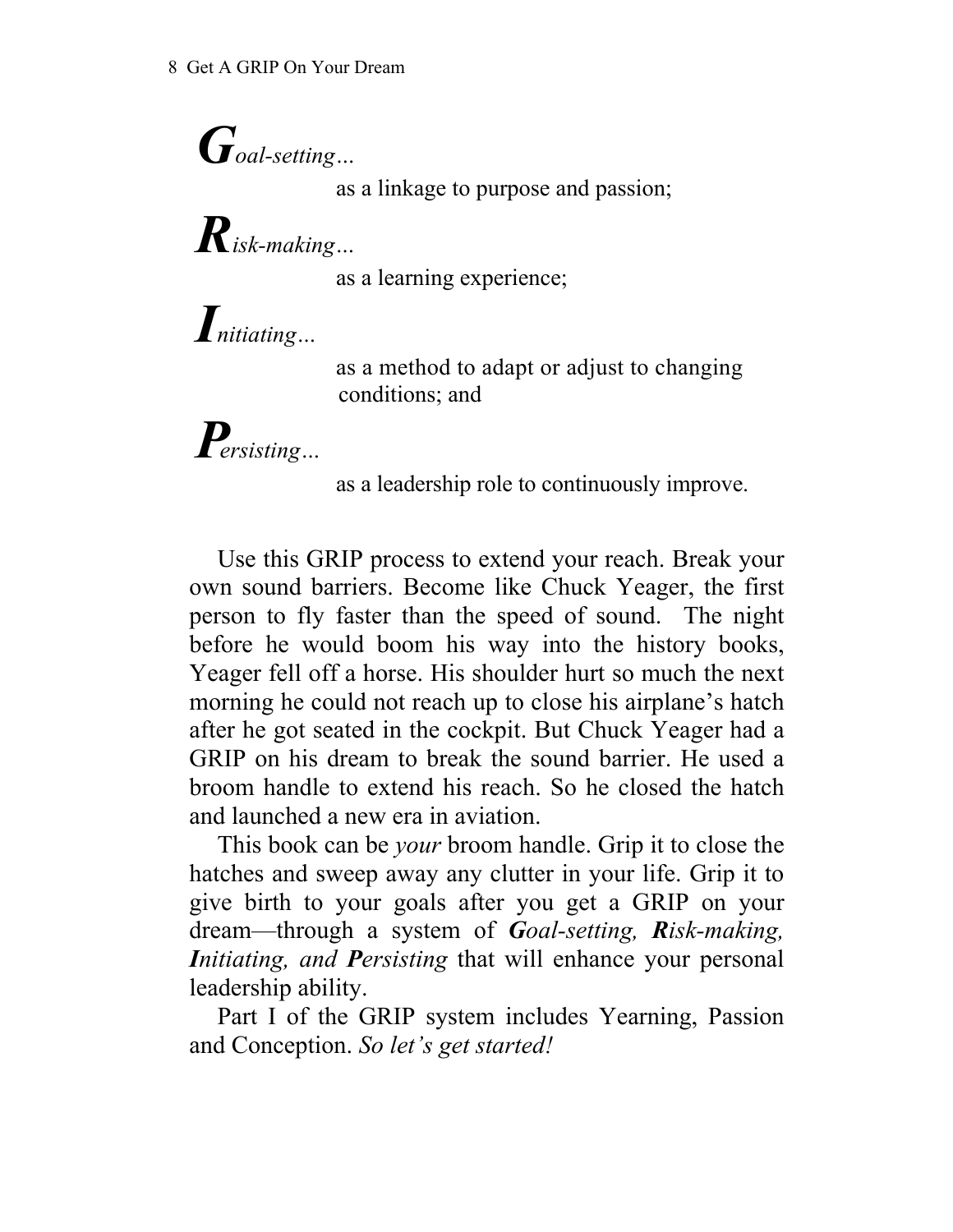***G****oal-setting…*

as a linkage to purpose and passion;

***R****isk-making…*

as a learning experience;

***I****nitiating…*

as a method to adapt or adjust to changing conditions; and

***P****ersisting…*

as a leadership role to continuously improve.

Use this GRIP process to extend your reach. Break your own sound barriers. Become like Chuck Yeager, the first person to fly faster than the speed of sound. The night before he would boom his way into the history books, Yeager fell off a horse. His shoulder hurt so much the next morning he could not reach up to close his airplane's hatch after he got seated in the cockpit. But Chuck Yeager had a GRIP on his dream to break the sound barrier. He used a broom handle to extend his reach. So he closed the hatch and launched a new era in aviation.

This book can be *your* broom handle. Grip it to close the hatches and sweep away any clutter in your life. Grip it to give birth to your goals after you get a GRIP on your dream—through a system of ***G****oal-setting,* ***R****isk-making,* ***I****nitiating, and* ***P****ersisting* that will enhance your personal leadership ability.

Part I of the GRIP system includes Yearning, Passion and Conception. *So let's get started!*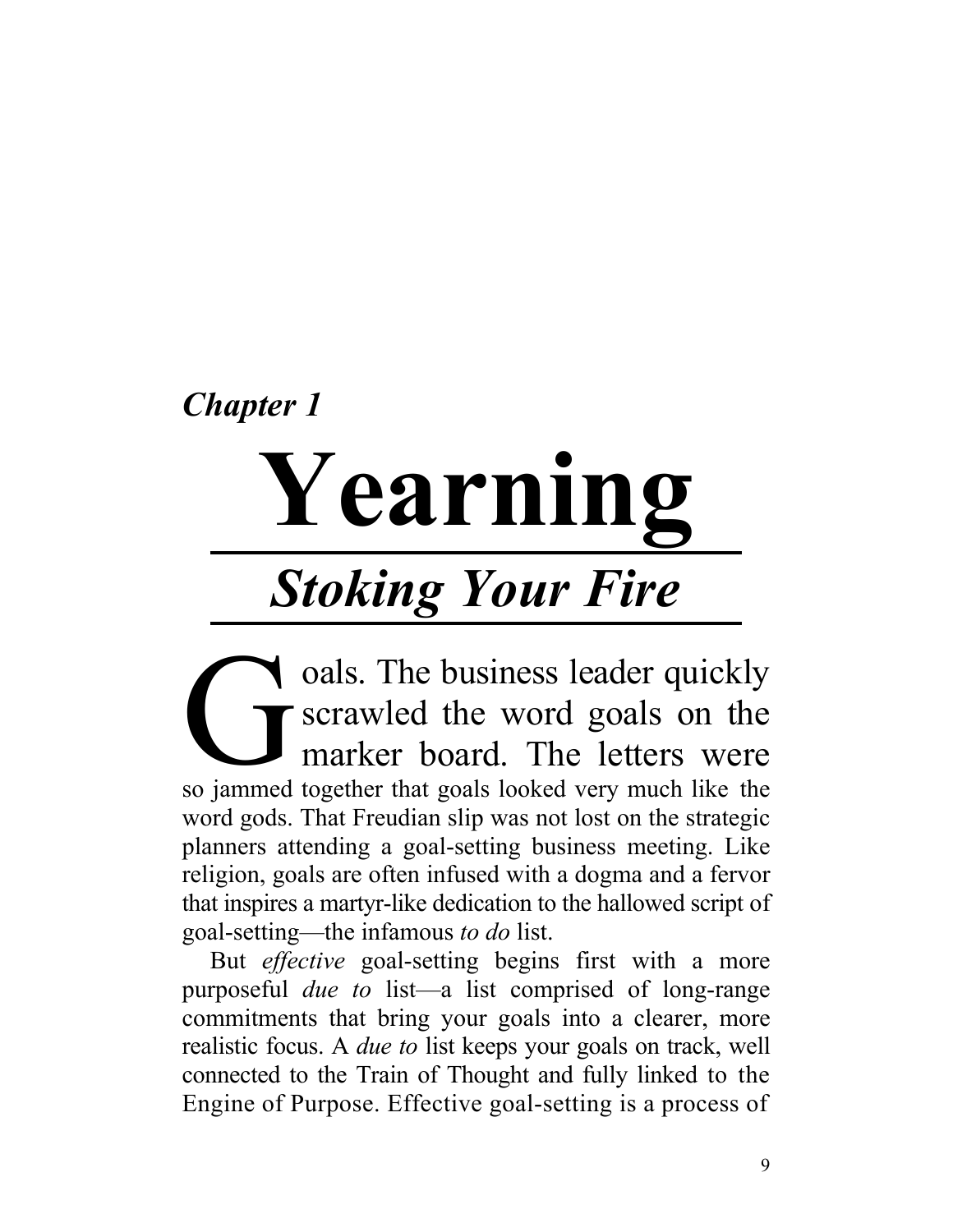*Chapter 1*

# Yearning

## *Stoking Your Fire*

Goals. The business leader quickly scrawled the word goals on the marker board. The letters were so jammed together that goals looked very much like the word gods. That Freudian slip was not lost on the strategic planners attending a goal-setting business meeting. Like religion, goals are often infused with a dogma and a fervor that inspires a martyr-like dedication to the hallowed script of goal-setting—the infamous *to do* list.

But *effective* goal-setting begins first with a more purposeful *due to* list—a list comprised of long-range commitments that bring your goals into a clearer, more realistic focus. A *due to* list keeps your goals on track, well connected to the Train of Thought and fully linked to the Engine of Purpose. Effective goal-setting is a process of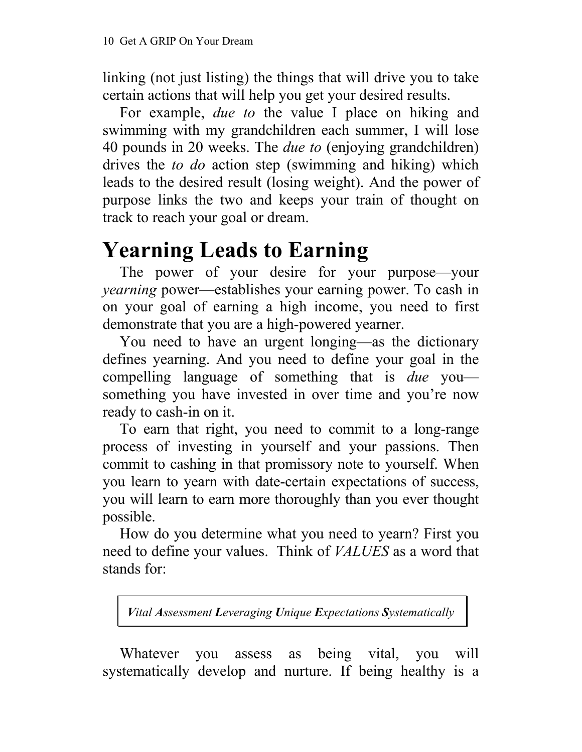linking (not just listing) the things that will drive you to take certain actions that will help you get your desired results.

For example, *due to* the value I place on hiking and swimming with my grandchildren each summer, I will lose 40 pounds in 20 weeks. The *due to* (enjoying grandchildren) drives the *to do* action step (swimming and hiking) which leads to the desired result (losing weight). And the power of purpose links the two and keeps your train of thought on track to reach your goal or dream.

# Yearning Leads to Earning

The power of your desire for your purpose—your *yearning* power—establishes your earning power. To cash in on your goal of earning a high income, you need to first demonstrate that you are a high-powered yearner.

You need to have an urgent longing—as the dictionary defines yearning. And you need to define your goal in the compelling language of something that is *due* you—something you have invested in over time and you're now ready to cash-in on it.

To earn that right, you need to commit to a long-range process of investing in yourself and your passions. Then commit to cashing in that promissory note to yourself. When you learn to yearn with date-certain expectations of success, you will learn to earn more thoroughly than you ever thought possible.

How do you determine what you need to yearn? First you need to define your values. Think of *VALUES* as a word that stands for:

> ***V****ital* ***A****ssessment* ***L****everaging* ***U****nique* ***E****xpectations* ***S****ystematically*

Whatever you assess as being vital, you will systematically develop and nurture. If being healthy is a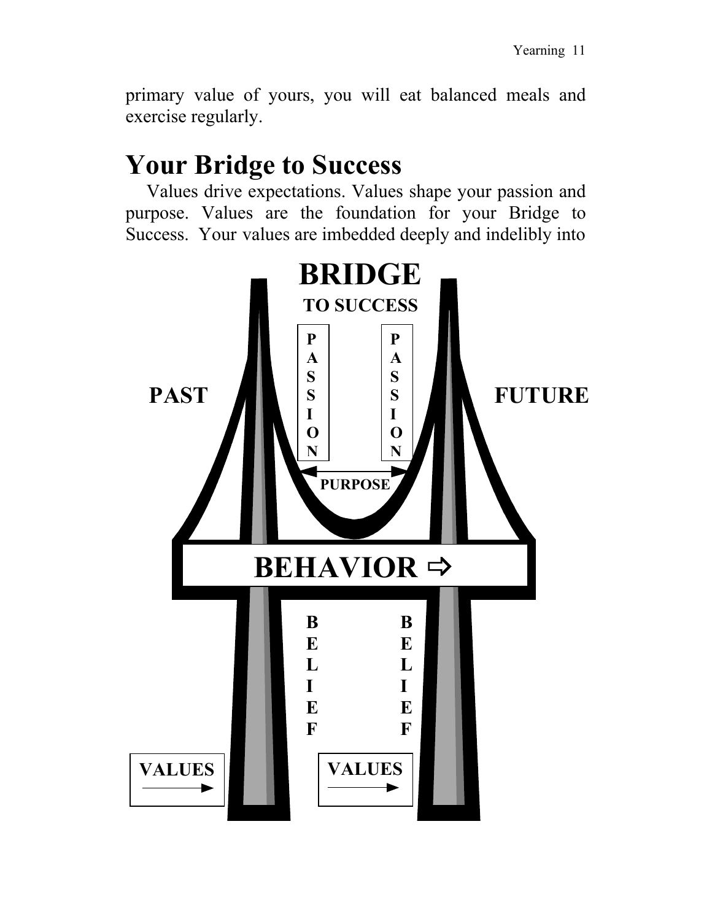primary value of yours, you will eat balanced meals and exercise regularly.

## Your Bridge to Success

Values drive expectations. Values shape your passion and purpose. Values are the foundation for your Bridge to Success. Your values are imbedded deeply and indelibly into

BRIDGE

TO SUCCESS

PASSION PASSION

PAST FUTURE

PURPOSE

BEHAVIOR ⇨

BELIEF BELIEF

VALUES → VALUES →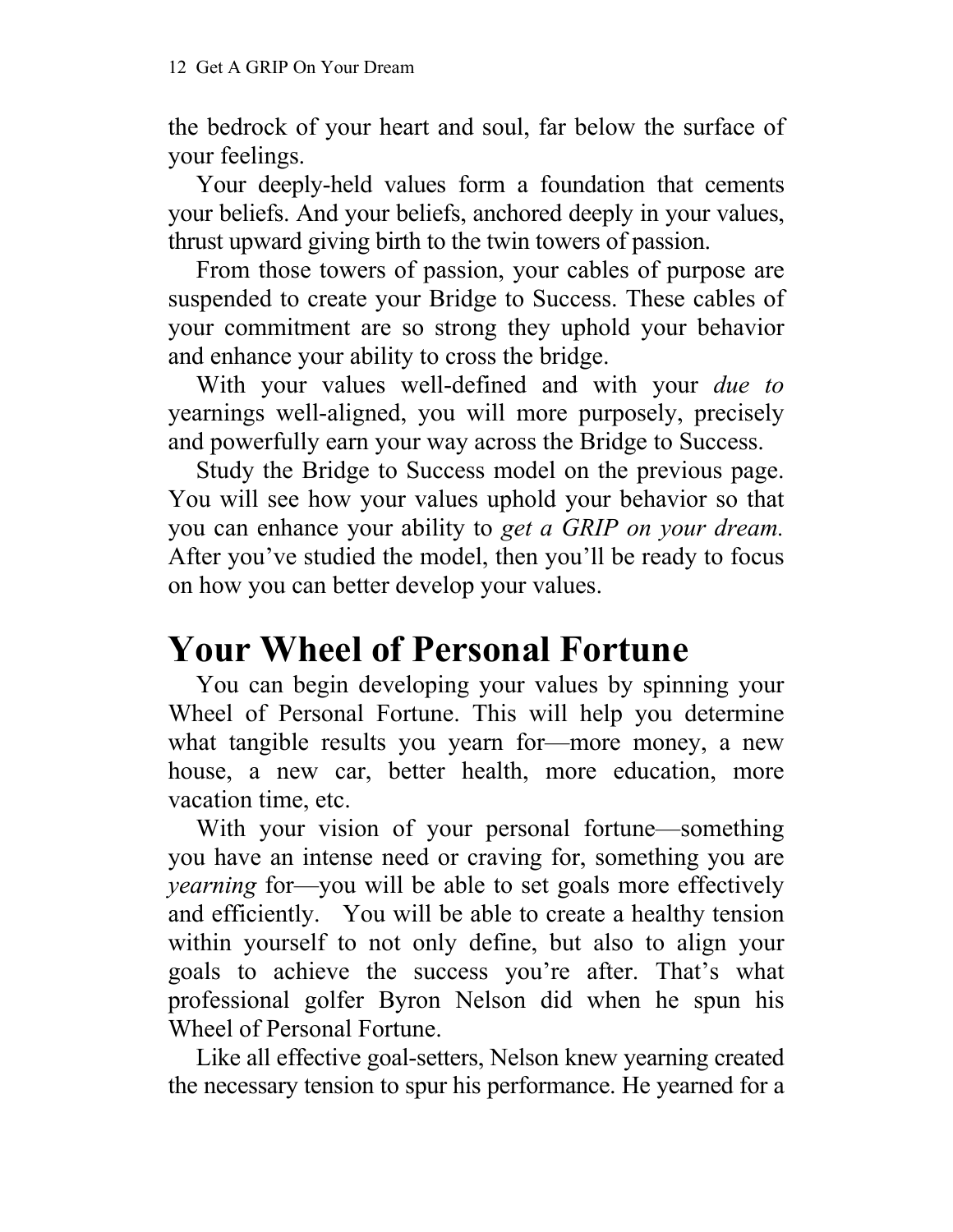the bedrock of your heart and soul, far below the surface of your feelings.

Your deeply-held values form a foundation that cements your beliefs. And your beliefs, anchored deeply in your values, thrust upward giving birth to the twin towers of passion.

From those towers of passion, your cables of purpose are suspended to create your Bridge to Success. These cables of your commitment are so strong they uphold your behavior and enhance your ability to cross the bridge.

With your values well-defined and with your *due to* yearnings well-aligned, you will more purposely, precisely and powerfully earn your way across the Bridge to Success.

Study the Bridge to Success model on the previous page. You will see how your values uphold your behavior so that you can enhance your ability to *get a GRIP on your dream.* After you've studied the model, then you'll be ready to focus on how you can better develop your values.

# Your Wheel of Personal Fortune

You can begin developing your values by spinning your Wheel of Personal Fortune. This will help you determine what tangible results you yearn for—more money, a new house, a new car, better health, more education, more vacation time, etc.

With your vision of your personal fortune—something you have an intense need or craving for, something you are *yearning* for—you will be able to set goals more effectively and efficiently. You will be able to create a healthy tension within yourself to not only define, but also to align your goals to achieve the success you're after. That's what professional golfer Byron Nelson did when he spun his Wheel of Personal Fortune.

Like all effective goal-setters, Nelson knew yearning created the necessary tension to spur his performance. He yearned for a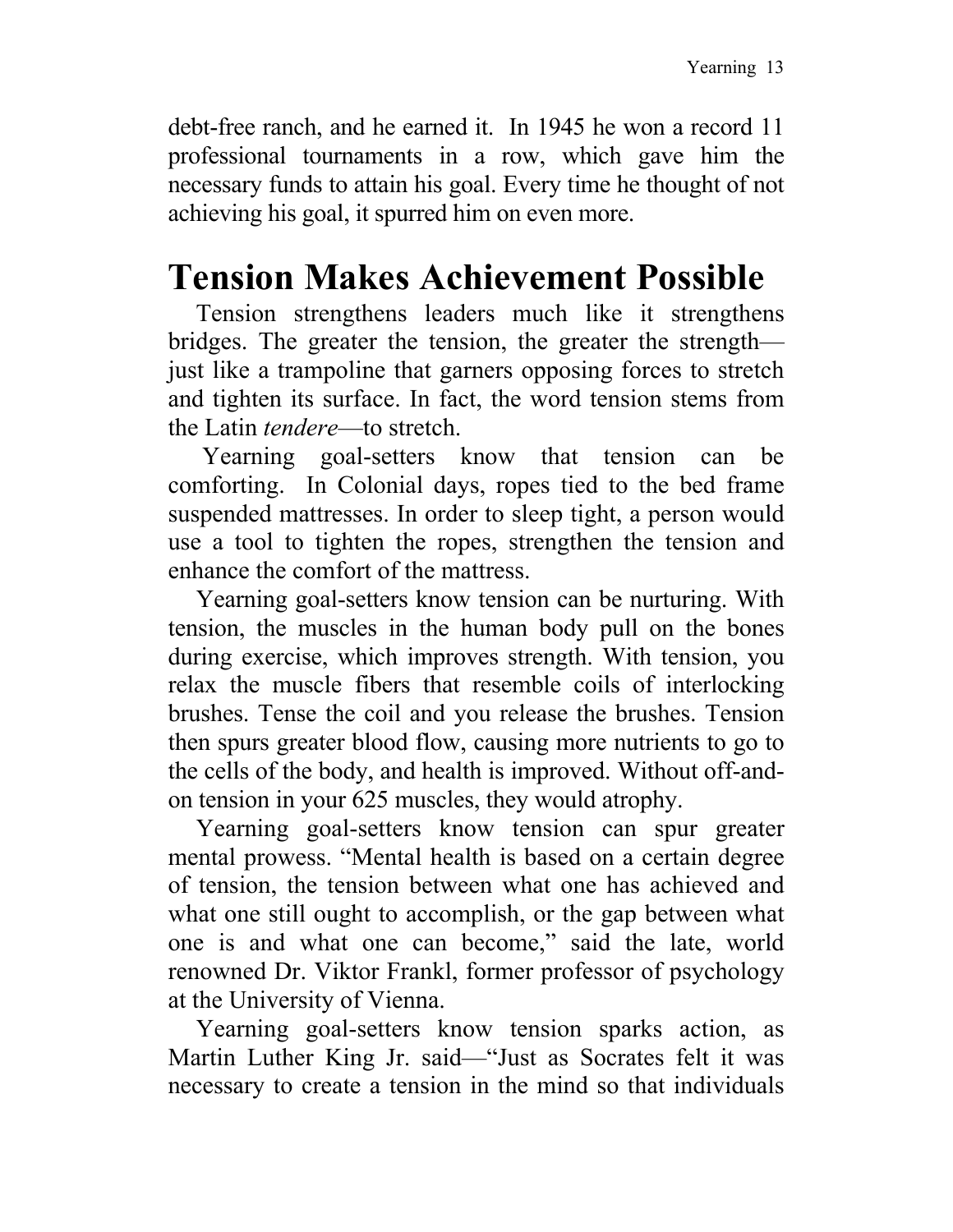debt-free ranch, and he earned it. In 1945 he won a record 11 professional tournaments in a row, which gave him the necessary funds to attain his goal. Every time he thought of not achieving his goal, it spurred him on even more.

# Tension Makes Achievement Possible

Tension strengthens leaders much like it strengthens bridges. The greater the tension, the greater the strength—just like a trampoline that garners opposing forces to stretch and tighten its surface. In fact, the word tension stems from the Latin *tendere*—to stretch.

Yearning goal-setters know that tension can be comforting. In Colonial days, ropes tied to the bed frame suspended mattresses. In order to sleep tight, a person would use a tool to tighten the ropes, strengthen the tension and enhance the comfort of the mattress.

Yearning goal-setters know tension can be nurturing. With tension, the muscles in the human body pull on the bones during exercise, which improves strength. With tension, you relax the muscle fibers that resemble coils of interlocking brushes. Tense the coil and you release the brushes. Tension then spurs greater blood flow, causing more nutrients to go to the cells of the body, and health is improved. Without off-and-on tension in your 625 muscles, they would atrophy.

Yearning goal-setters know tension can spur greater mental prowess. "Mental health is based on a certain degree of tension, the tension between what one has achieved and what one still ought to accomplish, or the gap between what one is and what one can become," said the late, world renowned Dr. Viktor Frankl, former professor of psychology at the University of Vienna.

Yearning goal-setters know tension sparks action, as Martin Luther King Jr. said—"Just as Socrates felt it was necessary to create a tension in the mind so that individuals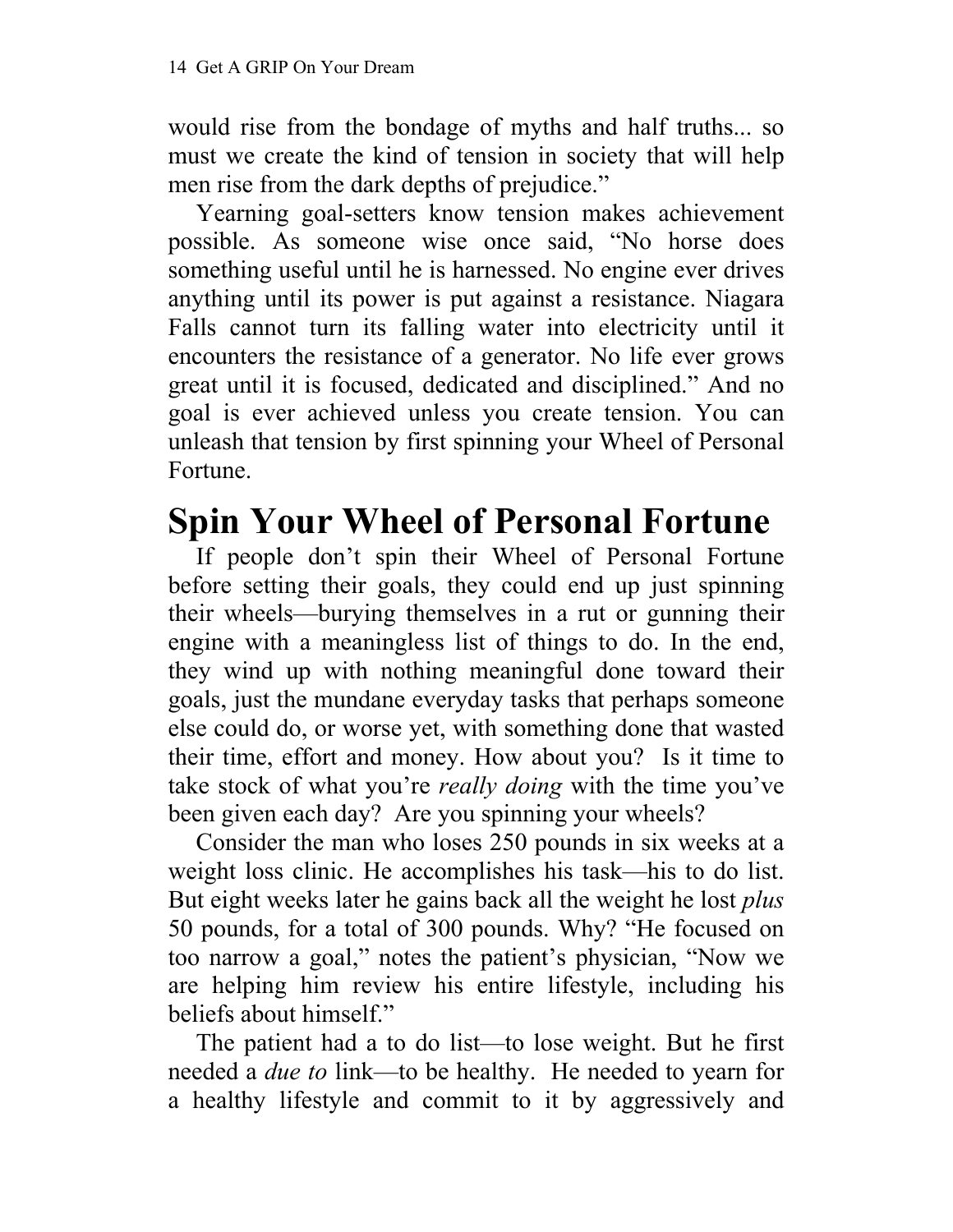would rise from the bondage of myths and half truths... so must we create the kind of tension in society that will help men rise from the dark depths of prejudice."

Yearning goal-setters know tension makes achievement possible. As someone wise once said, "No horse does something useful until he is harnessed. No engine ever drives anything until its power is put against a resistance. Niagara Falls cannot turn its falling water into electricity until it encounters the resistance of a generator. No life ever grows great until it is focused, dedicated and disciplined." And no goal is ever achieved unless you create tension. You can unleash that tension by first spinning your Wheel of Personal Fortune.

# Spin Your Wheel of Personal Fortune

If people don't spin their Wheel of Personal Fortune before setting their goals, they could end up just spinning their wheels—burying themselves in a rut or gunning their engine with a meaningless list of things to do. In the end, they wind up with nothing meaningful done toward their goals, just the mundane everyday tasks that perhaps someone else could do, or worse yet, with something done that wasted their time, effort and money. How about you? Is it time to take stock of what you're *really doing* with the time you've been given each day? Are you spinning your wheels?

Consider the man who loses 250 pounds in six weeks at a weight loss clinic. He accomplishes his task—his to do list. But eight weeks later he gains back all the weight he lost *plus* 50 pounds, for a total of 300 pounds. Why? "He focused on too narrow a goal," notes the patient's physician, "Now we are helping him review his entire lifestyle, including his beliefs about himself."

The patient had a to do list—to lose weight. But he first needed a *due to* link—to be healthy. He needed to yearn for a healthy lifestyle and commit to it by aggressively and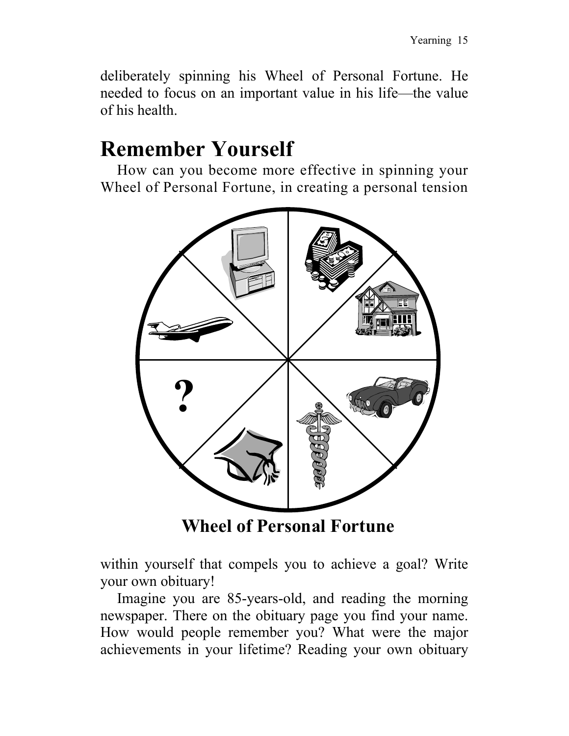deliberately spinning his Wheel of Personal Fortune. He needed to focus on an important value in his life—the value of his health.

## Remember Yourself

How can you become more effective in spinning your Wheel of Personal Fortune, in creating a personal tension

**Wheel of Personal Fortune**

within yourself that compels you to achieve a goal? Write your own obituary!

Imagine you are 85-years-old, and reading the morning newspaper. There on the obituary page you find your name. How would people remember you? What were the major achievements in your lifetime? Reading your own obituary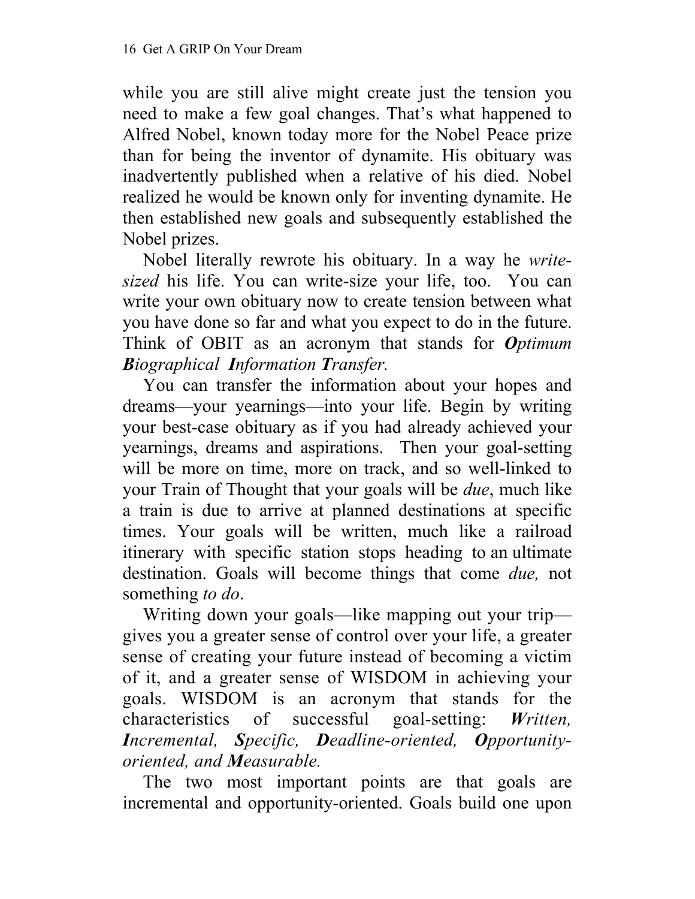while you are still alive might create just the tension you need to make a few goal changes. That's what happened to Alfred Nobel, known today more for the Nobel Peace prize than for being the inventor of dynamite. His obituary was inadvertently published when a relative of his died. Nobel realized he would be known only for inventing dynamite. He then established new goals and subsequently established the Nobel prizes.

Nobel literally rewrote his obituary. In a way he *write-sized* his life. You can write-size your life, too. You can write your own obituary now to create tension between what you have done so far and what you expect to do in the future. Think of OBIT as an acronym that stands for ***O****ptimum* ***B****iographical* ***I****nformation* ***T****ransfer.*

You can transfer the information about your hopes and dreams—your yearnings—into your life. Begin by writing your best-case obituary as if you had already achieved your yearnings, dreams and aspirations. Then your goal-setting will be more on time, more on track, and so well-linked to your Train of Thought that your goals will be *due*, much like a train is due to arrive at planned destinations at specific times. Your goals will be written, much like a railroad itinerary with specific station stops heading to an ultimate destination. Goals will become things that come *due,* not something *to do*.

Writing down your goals—like mapping out your trip—gives you a greater sense of control over your life, a greater sense of creating your future instead of becoming a victim of it, and a greater sense of WISDOM in achieving your goals. WISDOM is an acronym that stands for the characteristics of successful goal-setting: ***W****ritten,* ***I****ncremental,* ***S****pecific,* ***D****eadline-oriented,* ***O****pportunity-oriented, and* ***M****easurable.*

The two most important points are that goals are incremental and opportunity-oriented. Goals build one upon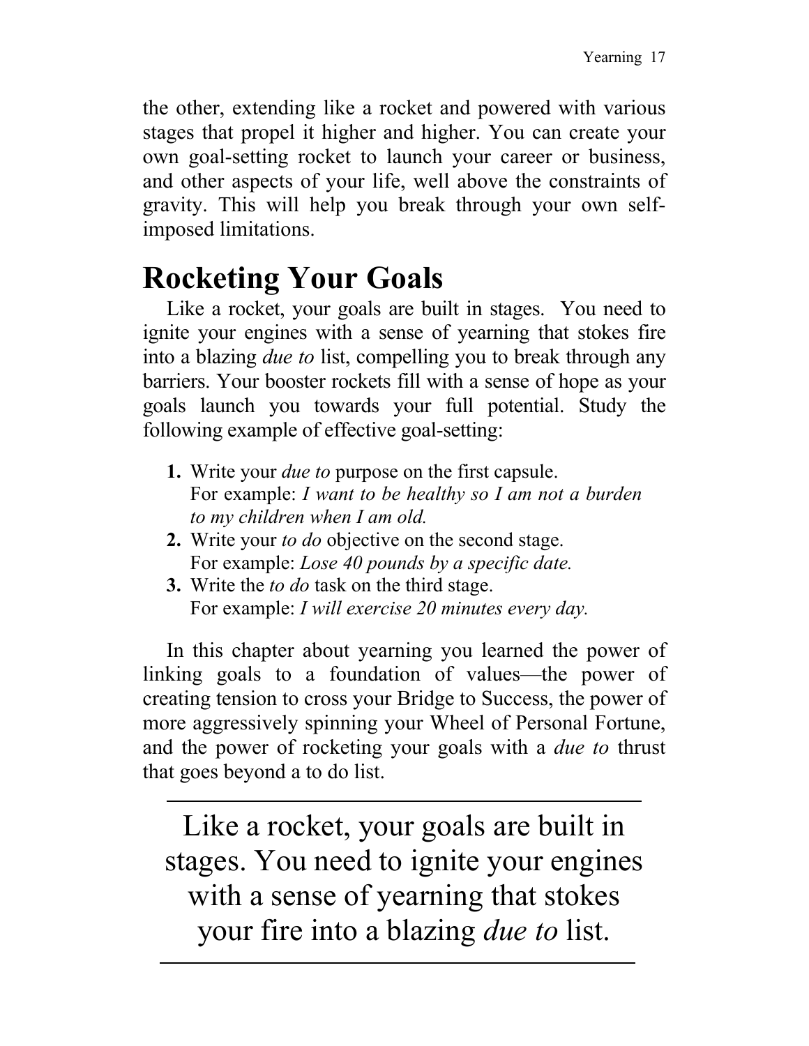the other, extending like a rocket and powered with various stages that propel it higher and higher. You can create your own goal-setting rocket to launch your career or business, and other aspects of your life, well above the constraints of gravity. This will help you break through your own self-imposed limitations.

## Rocketing Your Goals

Like a rocket, your goals are built in stages. You need to ignite your engines with a sense of yearning that stokes fire into a blazing *due to* list, compelling you to break through any barriers. Your booster rockets fill with a sense of hope as your goals launch you towards your full potential. Study the following example of effective goal-setting:

1. Write your *due to* purpose on the first capsule.
   For example: *I want to be healthy so I am not a burden to my children when I am old.*
2. Write your *to do* objective on the second stage.
   For example: *Lose 40 pounds by a specific date.*
3. Write the *to do* task on the third stage.
   For example: *I will exercise 20 minutes every day.*

In this chapter about yearning you learned the power of linking goals to a foundation of values—the power of creating tension to cross your Bridge to Success, the power of more aggressively spinning your Wheel of Personal Fortune, and the power of rocketing your goals with a *due to* thrust that goes beyond a to do list.

---

> Like a rocket, your goals are built in stages. You need to ignite your engines with a sense of yearning that stokes your fire into a blazing *due to* list.

---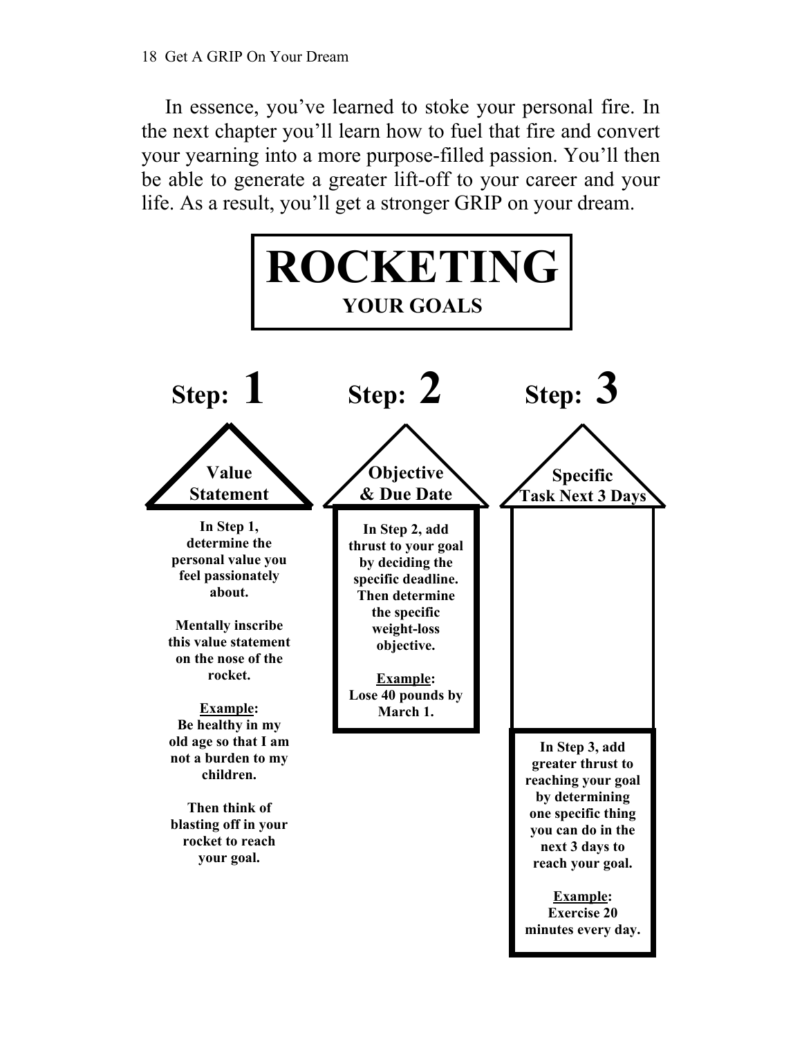In essence, you've learned to stoke your personal fire. In the next chapter you'll learn how to fuel that fire and convert your yearning into a more purpose-filled passion. You'll then be able to generate a greater lift-off to your career and your life. As a result, you'll get a stronger GRIP on your dream.

# ROCKETING
## YOUR GOALS

**Step: 1**

**Value Statement**

**In Step 1, determine the personal value you feel passionately about.**

**Mentally inscribe this value statement on the nose of the rocket.**

**Example: Be healthy in my old age so that I am not a burden to my children.**

**Then think of blasting off in your rocket to reach your goal.**

**Step: 2**

**Objective & Due Date**

**In Step 2, add thrust to your goal by deciding the specific deadline. Then determine the specific weight-loss objective.**

**Example: Lose 40 pounds by March 1.**

**Step: 3**

**Specific Task Next 3 Days**

**In Step 3, add greater thrust to reaching your goal by determining one specific thing you can do in the next 3 days to reach your goal.**

**Example: Exercise 20 minutes every day.**